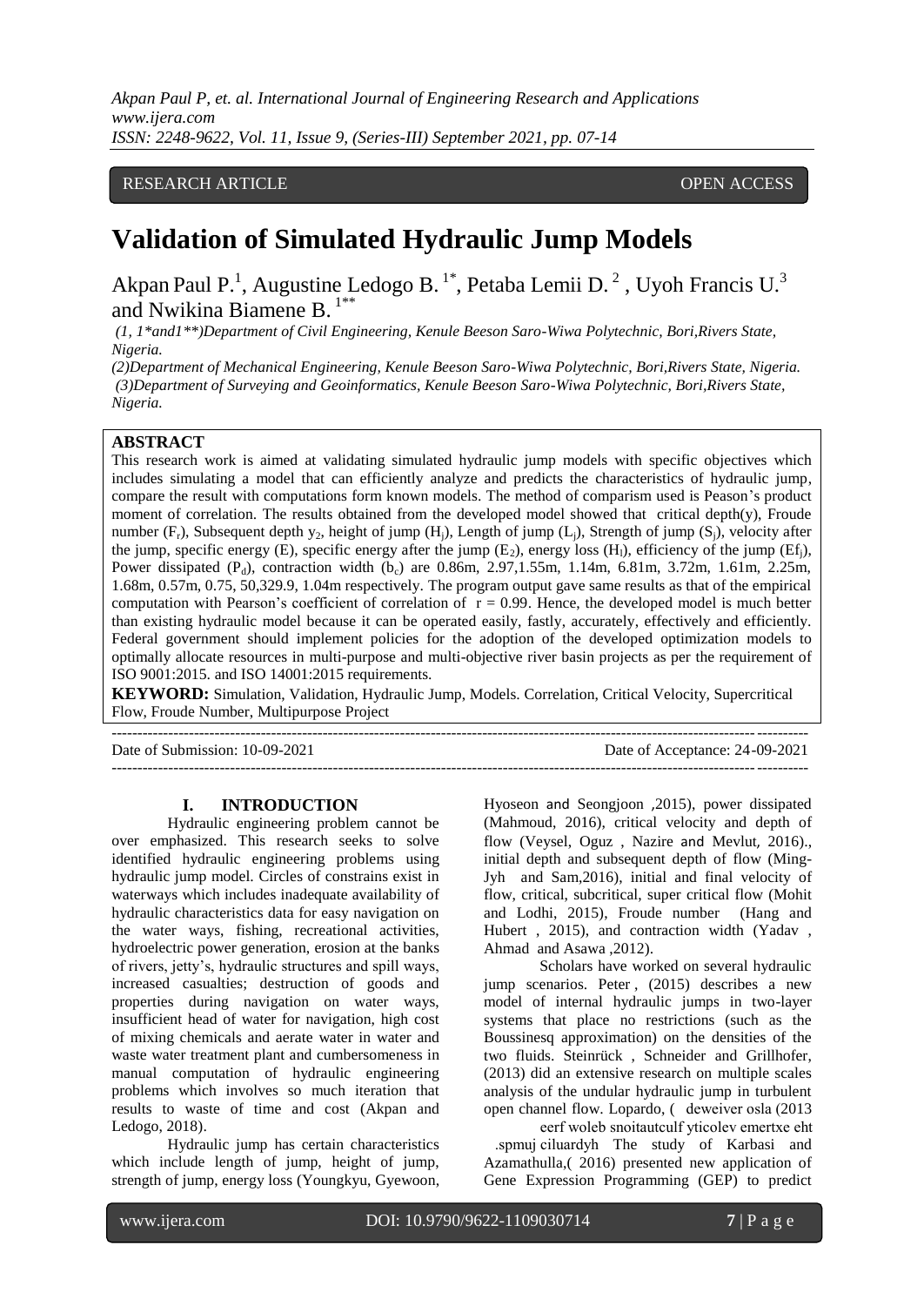RESEARCH ARTICLE OPEN ACCESS

# Validation of Simulated Hydraulic Jump Models

Akpan Paul P.[1], Augustine Ledogo B.[1*], Petaba Lemii D.[2], Uyoh Francis U.[3] and Nwikina Biamene B.[1**]

*(1, 1*and1**)Department of Civil Engineering, Kenule Beeson Saro-Wiwa Polytechnic, Bori,Rivers State, Nigeria.*
*(2)Department of Mechanical Engineering, Kenule Beeson Saro-Wiwa Polytechnic, Bori,Rivers State, Nigeria.*
*(3)Department of Surveying and Geoinformatics, Kenule Beeson Saro-Wiwa Polytechnic, Bori,Rivers State, Nigeria.*

## ABSTRACT

This research work is aimed at validating simulated hydraulic jump models with specific objectives which includes simulating a model that can efficiently analyze and predicts the characteristics of hydraulic jump, compare the result with computations form known models. The method of comparison used is Peason's product moment of correlation. The results obtained from the developed model showed that critical depth(y), Froude number ($F_r$), Subsequent depth $y_2$, height of jump ($H_j$), Length of jump ($L_j$), Strength of jump ($S_j$), velocity after the jump, specific energy (E), specific energy after the jump ($E_2$), energy loss ($H_l$), efficiency of the jump ($Ef_j$), Power dissipated ($P_d$), contraction width ($b_c$) are 0.86m, 2.97,1.55m, 1.14m, 6.81m, 3.72m, 1.61m, 2.25m, 1.68m, 0.57m, 0.75, 50,329.9, 1.04m respectively. The program output gave same results as that of the empirical computation with Pearson's coefficient of correlation of r = 0.99. Hence, the developed model is much better than existing hydraulic model because it can be operated easily, fastly, accurately, effectively and efficiently. Federal government should implement policies for the adoption of the developed optimization models to optimally allocate resources in multi-purpose and multi-objective river basin projects as per the requirement of ISO 9001:2015. and ISO 14001:2015 requirements.

**KEYWORD:** Simulation, Validation, Hydraulic Jump, Models. Correlation, Critical Velocity, Supercritical Flow, Froude Number, Multipurpose Project

---

Date of Submission: 10-09-2021 Date of Acceptance: 24-09-2021

---

## I. INTRODUCTION

Hydraulic engineering problem cannot be over emphasized. This research seeks to solve identified hydraulic engineering problems using hydraulic jump model. Circles of constrains exist in waterways which includes inadequate availability of hydraulic characteristics data for easy navigation on the water ways, fishing, recreational activities, hydroelectric power generation, erosion at the banks of rivers, jetty's, hydraulic structures and spill ways, increased casualties; destruction of goods and properties during navigation on water ways, insufficient head of water for navigation, high cost of mixing chemicals and aerate water in water and waste water treatment plant and cumbersomeness in manual computation of hydraulic engineering problems which involves so much iteration that results to waste of time and cost (Akpan and Ledogo, 2018).

Hydraulic jump has certain characteristics which include length of jump, height of jump, strength of jump, energy loss (Youngkyu, Gyewoon, Hyoseon and Seongjoon ,2015), power dissipated (Mahmoud, 2016), critical velocity and depth of flow (Veysel, Oguz , Nazire and Mevlut, 2016)., initial depth and subsequent depth of flow (Ming-Jyh and Sam,2016), initial and final velocity of flow, critical, subcritical, super critical flow (Mohit and Lodhi, 2015), Froude number (Hang and Hubert , 2015), and contraction width (Yadav , Ahmad and Asawa ,2012).

Scholars have worked on several hydraulic jump scenarios. Peter , (2015) describes a new model of internal hydraulic jumps in two-layer systems that place no restrictions (such as the Boussinesq approximation) on the densities of the two fluids. Steinrück , Schneider and Grillhofer, (2013) did an extensive research on multiple scales analysis of the undular hydraulic jump in turbulent open channel flow. Lopardo, ( deweiver osla (2013 eerf woleb snoitautculf yticolev emertxe eht .spmuj ciluardyh The study of Karbasi and Azamathulla,( 2016) presented new application of Gene Expression Programming (GEP) to predict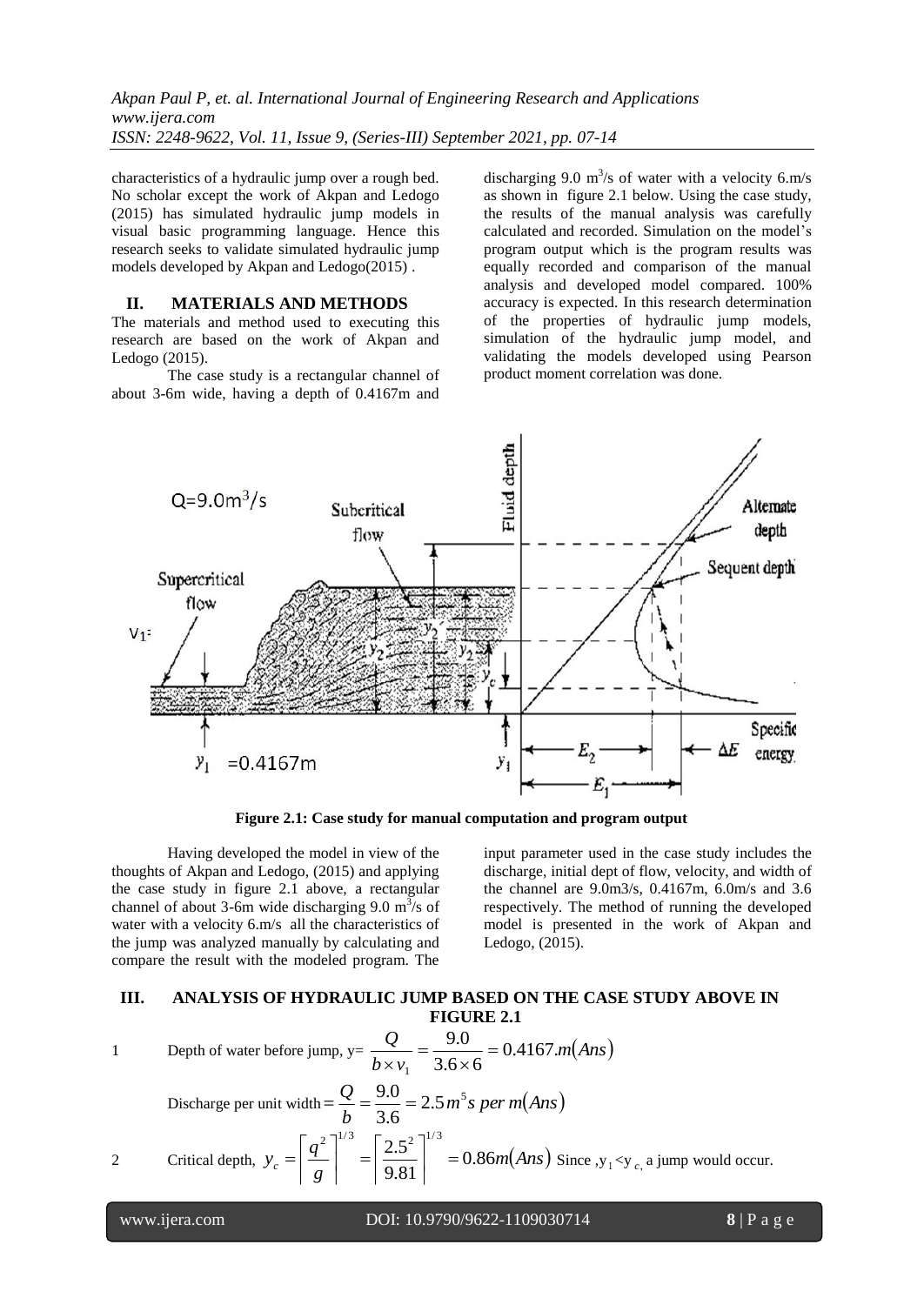characteristics of a hydraulic jump over a rough bed. No scholar except the work of Akpan and Ledogo (2015) has simulated hydraulic jump models in visual basic programming language. Hence this research seeks to validate simulated hydraulic jump models developed by Akpan and Ledogo(2015) .

## II. MATERIALS AND METHODS

The materials and method used to executing this research are based on the work of Akpan and Ledogo (2015).

The case study is a rectangular channel of about 3-6m wide, having a depth of 0.4167m and discharging 9.0 $m^3/s$ of water with a velocity 6.m/s as shown in figure 2.1 below. Using the case study, the results of the manual analysis was carefully calculated and recorded. Simulation on the model's program output which is the program results was equally recorded and comparison of the manual analysis and developed model compared. 100% accuracy is expected. In this research determination of the properties of hydraulic jump models, simulation of the hydraulic jump model, and validating the models developed using Pearson product moment correlation was done.

**Figure 2.1: Case study for manual computation and program output**

Having developed the model in view of the thoughts of Akpan and Ledogo, (2015) and applying the case study in figure 2.1 above, a rectangular channel of about 3-6m wide discharging 9.0 $m^3/s$ of water with a velocity 6.m/s all the characteristics of the jump was analyzed manually by calculating and compare the result with the modeled program. The input parameter used in the case study includes the discharge, initial dept of flow, velocity, and width of the channel are 9.0m3/s, 0.4167m, 6.0m/s and 3.6 respectively. The method of running the developed model is presented in the work of Akpan and Ledogo, (2015).

## III. ANALYSIS OF HYDRAULIC JUMP BASED ON THE CASE STUDY ABOVE IN FIGURE 2.1

1 Depth of water before jump, y= $\dfrac{Q}{b \times v_1} = \dfrac{9.0}{3.6 \times 6} = 0.4167.m(Ans)$

Discharge per unit width $= \dfrac{Q}{b} = \dfrac{9.0}{3.6} = 2.5m^5s\ per\ m(Ans)$

2 Critical depth, $y_c = \left[\dfrac{q^2}{g}\right]^{1/3} = \left[\dfrac{2.5^2}{9.81}\right]^{1/3} = 0.86m(Ans)$ Since ,$y_1 < y_c$, a jump would occur.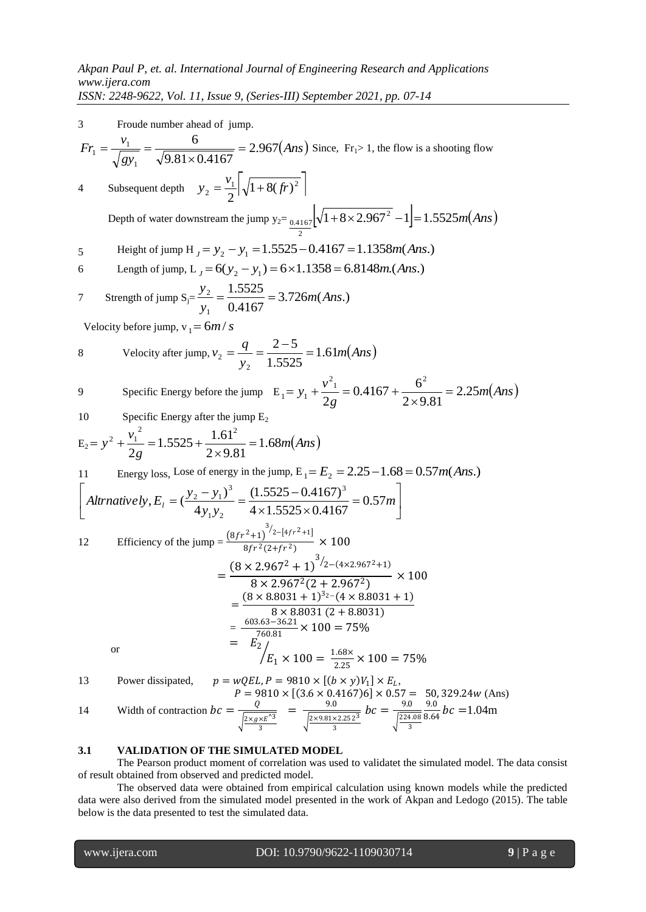3 Froude number ahead of jump.

$$Fr_1 = \frac{v_1}{\sqrt{gy_1}} = \frac{6}{\sqrt{9.81 \times 0.4167}} = 2.967(Ans)$$ Since, $Fr_1 > 1$, the flow is a shooting flow

4 Subsequent depth $y_2 = \frac{v_1}{2}\left[\sqrt{1+8(fr)^2}\right]$

Depth of water downstream the jump $y_2 = \frac{0.4167}{2}\left[\sqrt{1+8\times 2.967^2}-1\right] = 1.5525m(Ans)$

5 Height of jump $H_J = y_2 - y_1 = 1.5525 - 0.4167 = 1.1358m(Ans.)$

6 Length of jump, $L_J = 6(y_2 - y_1) = 6 \times 1.1358 = 6.8148m.(Ans.)$

7 Strength of jump $S_j = \frac{y_2}{y_1} = \frac{1.5525}{0.4167} = 3.726m(Ans.)$

Velocity before jump, $v_1 = 6m/s$

8 Velocity after jump, $v_2 = \frac{q}{y_2} = \frac{2-5}{1.5525} = 1.61m(Ans)$

9 Specific Energy before the jump $E_1 = y_1 + \frac{v^2_1}{2g} = 0.4167 + \frac{6^2}{2\times 9.81} = 2.25m(Ans)$

10 Specific Energy after the jump $E_2$

$$E_2 = y^2 + \frac{v_1^{\,2}}{2g} = 1.5525 + \frac{1.61^2}{2\times 9.81} = 1.68m(Ans)$$

11 Energy loss, Lose of energy in the jump, $E_1 = E_2 = 2.25 - 1.68 = 0.57m(Ans.)$

$$\left[Altrnatively, E_l = (\frac{y_2 - y_1)^3}{4y_1y_2} = \frac{(1.5525-0.4167)^3}{4\times 1.5525 \times 0.4167} = 0.57m\right]$$

12 Efficiency of the jump $= \frac{(8fr^2+1)^{3/2-[4fr^2+1]}}{8fr^2(2+fr^2)} \times 100$

$$= \frac{(8\times 2.967^2+1)^{3/2-(4\times 2.967^2+1)}}{8\times 2.967^2(2+2.967^2)} \times 100$$

$$= \frac{(8\times 8.8031+1)^{3_2-}(4\times 8.8031+1)}{8\times 8.8031\ (2+8.8031)}$$

$$= \frac{603.63-36.21}{760.81} \times 100 = 75\%$$

or

$$= E_2 \Big/ E_1 \times 100 = \frac{1.68\times}{2.25} \times 100 = 75\%$$

13 Power dissipated, $p = wQEL, P = 9810 \times [(b\times y)V_1] \times E_L,$

$$P = 9810 \times [(3.6 \times 0.4167)6] \times 0.57 = 50,329.24w \text{ (Ans)}$$

14 Width of contraction $bc = \frac{Q}{\sqrt{\frac{2\times g \times E^{\wedge 3}}{3}}} = \frac{9.0}{\sqrt{\frac{2\times 9.81\times 2.25\,2^3}{3}}}\ bc = \frac{9.0}{\sqrt{\frac{224.08}{3}}}\frac{9.0}{8.64}bc = 1.04\text{m}$

### 3.1 VALIDATION OF THE SIMULATED MODEL

The Pearson product moment of correlation was used to validatet the simulated model. The data consist of result obtained from observed and predicted model.

The observed data were obtained from empirical calculation using known models while the predicted data were also derived from the simulated model presented in the work of Akpan and Ledogo (2015). The table below is the data presented to test the simulated data.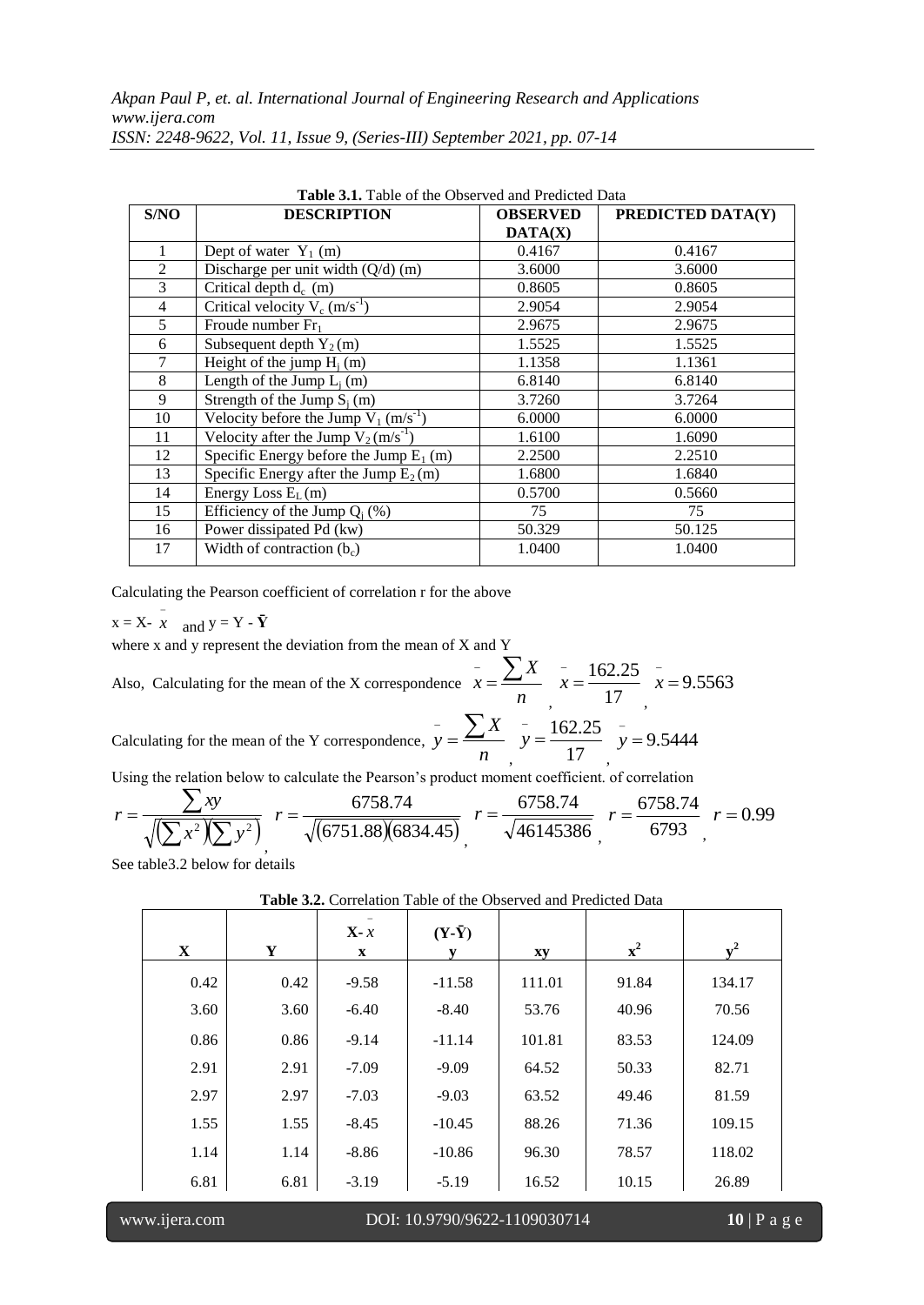**Table 3.1.** Table of the Observed and Predicted Data

| S/NO | DESCRIPTION | OBSERVED DATA(X) | PREDICTED DATA(Y) |
|---|---|---|---|
| 1 | Dept of water $Y_1$ (m) | 0.4167 | 0.4167 |
| 2 | Discharge per unit width (Q/d) (m) | 3.6000 | 3.6000 |
| 3 | Critical depth $d_c$ (m) | 0.8605 | 0.8605 |
| 4 | Critical velocity $V_c$ ($m/s^{-1}$) | 2.9054 | 2.9054 |
| 5 | Froude number $Fr_1$ | 2.9675 | 2.9675 |
| 6 | Subsequent depth $Y_2$ (m) | 1.5525 | 1.5525 |
| 7 | Height of the jump $H_j$ (m) | 1.1358 | 1.1361 |
| 8 | Length of the Jump $L_j$ (m) | 6.8140 | 6.8140 |
| 9 | Strength of the Jump $S_j$ (m) | 3.7260 | 3.7264 |
| 10 | Velocity before the Jump $V_1$ ($m/s^{-1}$) | 6.0000 | 6.0000 |
| 11 | Velocity after the Jump $V_2$ ($m/s^{-1}$) | 1.6100 | 1.6090 |
| 12 | Specific Energy before the Jump $E_1$ (m) | 2.2500 | 2.2510 |
| 13 | Specific Energy after the Jump $E_2$ (m) | 1.6800 | 1.6840 |
| 14 | Energy Loss $E_L$ (m) | 0.5700 | 0.5660 |
| 15 | Efficiency of the Jump $Q_j$ (%) | 75 | 75 |
| 16 | Power dissipated Pd (kw) | 50.329 | 50.125 |
| 17 | Width of contraction ($b_c$) | 1.0400 | 1.0400 |

Calculating the Pearson coefficient of correlation r for the above

$x = X - \bar{x}$ and $y = Y - \bar{Y}$

where x and y represent the deviation from the mean of X and Y

Also, Calculating for the mean of the X correspondence $\bar{x} = \frac{\sum X}{n}$, $\bar{x} = \frac{162.25}{17}$, $\bar{x} = 9.5563$

Calculating for the mean of the Y correspondence, $\bar{y} = \frac{\sum X}{n}$, $\bar{y} = \frac{162.25}{17}$, $\bar{y} = 9.5444$

Using the relation below to calculate the Pearson's product moment coefficient. of correlation

$$r = \frac{\sum xy}{\sqrt{\left(\sum x^2\right)\left(\sum y^2\right)}}, \quad r = \frac{6758.74}{\sqrt{(6751.88)(6834.45)}}, \quad r = \frac{6758.74}{\sqrt{46145386}}, \quad r = \frac{6758.74}{6793}, \quad r = 0.99$$

See table3.2 below for details

**Table 3.2.** Correlation Table of the Observed and Predicted Data

| X | Y | $X - \bar{x}$ <br> x | $(Y - \bar{Y})$ <br> y | xy | $x^2$ | $y^2$ |
|---|---|---|---|---|---|---|
| 0.42 | 0.42 | -9.58 | -11.58 | 111.01 | 91.84 | 134.17 |
| 3.60 | 3.60 | -6.40 | -8.40 | 53.76 | 40.96 | 70.56 |
| 0.86 | 0.86 | -9.14 | -11.14 | 101.81 | 83.53 | 124.09 |
| 2.91 | 2.91 | -7.09 | -9.09 | 64.52 | 50.33 | 82.71 |
| 2.97 | 2.97 | -7.03 | -9.03 | 63.52 | 49.46 | 81.59 |
| 1.55 | 1.55 | -8.45 | -10.45 | 88.26 | 71.36 | 109.15 |
| 1.14 | 1.14 | -8.86 | -10.86 | 96.30 | 78.57 | 118.02 |
| 6.81 | 6.81 | -3.19 | -5.19 | 16.52 | 10.15 | 26.89 |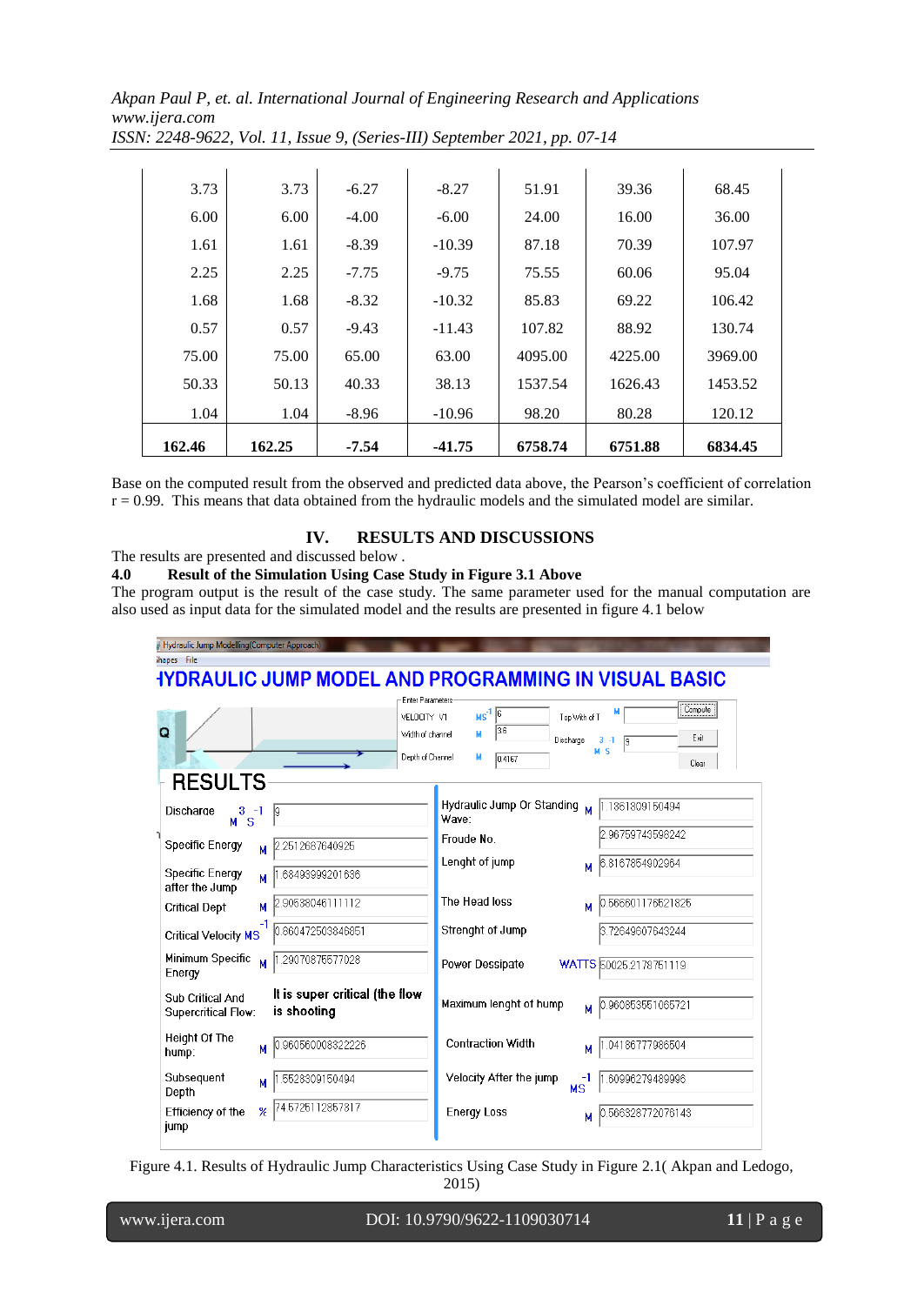| | | | | | | |
|---|---|---|---|---|---|---|
| 3.73 | 3.73 | -6.27 | -8.27 | 51.91 | 39.36 | 68.45 |
| 6.00 | 6.00 | -4.00 | -6.00 | 24.00 | 16.00 | 36.00 |
| 1.61 | 1.61 | -8.39 | -10.39 | 87.18 | 70.39 | 107.97 |
| 2.25 | 2.25 | -7.75 | -9.75 | 75.55 | 60.06 | 95.04 |
| 1.68 | 1.68 | -8.32 | -10.32 | 85.83 | 69.22 | 106.42 |
| 0.57 | 0.57 | -9.43 | -11.43 | 107.82 | 88.92 | 130.74 |
| 75.00 | 75.00 | 65.00 | 63.00 | 4095.00 | 4225.00 | 3969.00 |
| 50.33 | 50.13 | 40.33 | 38.13 | 1537.54 | 1626.43 | 1453.52 |
| 1.04 | 1.04 | -8.96 | -10.96 | 98.20 | 80.28 | 120.12 |
| **162.46** | **162.25** | **-7.54** | **-41.75** | **6758.74** | **6751.88** | **6834.45** |

Base on the computed result from the observed and predicted data above, the Pearson's coefficient of correlation r = 0.99. This means that data obtained from the hydraulic models and the simulated model are similar.

## IV. RESULTS AND DISCUSSIONS

The results are presented and discussed below .

### 4.0 Result of the Simulation Using Case Study in Figure 3.1 Above

The program output is the result of the case study. The same parameter used for the manual computation are also used as input data for the simulated model and the results are presented in figure 4.1 below

Hydraulic Jump Modelling(Computer Approach)

HYDRAULIC JUMP MODEL AND PROGRAMMING IN VISUAL BASIC

Enter Parameters: VELOCITY V1 ($MS^{-1}$): 6; Width of channel (M): 3.6; Depth of Channel (M): 0.4167; Top Width of T (M): ; Discharge ($M^3S^{-1}$): 9

RESULTS

| Parameter | Value | Parameter | Value |
|---|---|---|---|
| Discharge ($M^3S^{-1}$) | 9 | Hydraulic Jump Or Standing Wave: (M) | 1.1361309150494 |
| Specific Energy (M) | 2.2512687640925 | Froude No. | 2.96759743598242 |
| Specific Energy after the Jump (M) | 1.68493999201636 | Lenght of jump (M) | 6.8167854902964 |
| Critical Dept (M) | 2.90638046111112 | The Head loss (M) | 0.566601176521825 |
| Critical Velocity ($MS^{-1}$) | 0.860472503846851 | Strenght of Jump | 3.72649607643244 |
| Minimum Specific Energy (M) | 1.29070876577028 | Power Dessipate (WATTS) | 50025.2178751119 |
| Sub Critical And Supercritical Flow: | It is super critical (the flow is shooting | Maximum lenght of hump (M) | 0.960853551065721 |
| Height Of The hump: (M) | 0.960560008322226 | Contraction Width (M) | 1.04186777986504 |
| Subsequent Depth (M) | 1.5528309150494 | Velocity After the jump ($MS^{-1}$) | 1.60996279489996 |
| Efficiency of the jump (%) | 74.6725112857317 | Energy Loss (M) | 0.566328772076143 |

Figure 4.1. Results of Hydraulic Jump Characteristics Using Case Study in Figure 2.1( Akpan and Ledogo, 2015)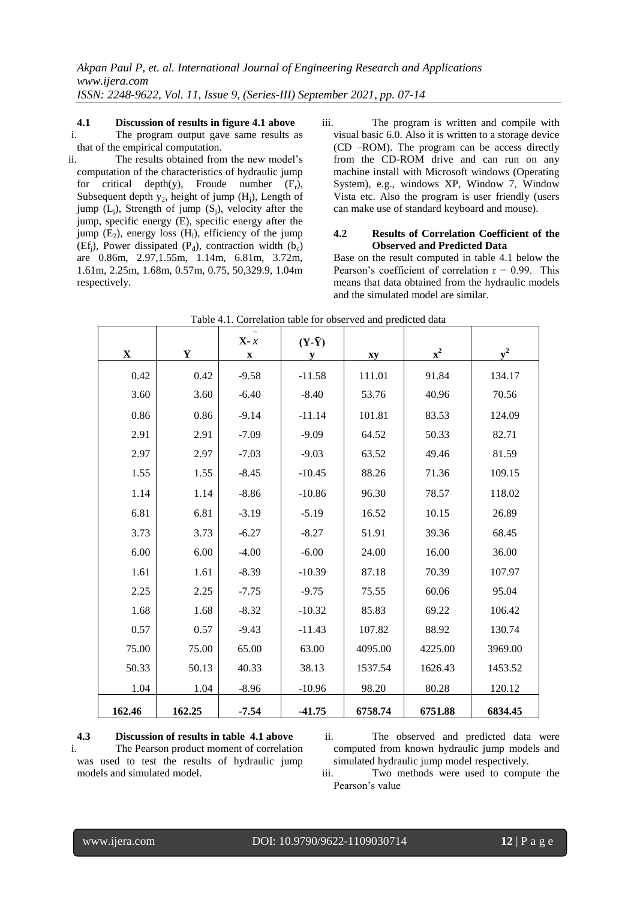**4.1 Discussion of results in figure 4.1 above**

i. The program output gave same results as that of the empirical computation.

ii. The results obtained from the new model's computation of the characteristics of hydraulic jump for critical depth(y), Froude number ($F_r$), Subsequent depth $y_2$, height of jump ($H_j$), Length of jump ($L_j$), Strength of jump ($S_j$), velocity after the jump, specific energy (E), specific energy after the jump ($E_2$), energy loss ($H_l$), efficiency of the jump ($Ef_j$), Power dissipated ($P_d$), contraction width ($b_c$) are 0.86m, 2.97,1.55m, 1.14m, 6.81m, 3.72m, 1.61m, 2.25m, 1.68m, 0.57m, 0.75, 50,329.9, 1.04m respectively.

iii. The program is written and compile with visual basic 6.0. Also it is written to a storage device (CD –ROM). The program can be access directly from the CD-ROM drive and can run on any machine install with Microsoft windows (Operating System), e.g., windows XP, Window 7, Window Vista etc. Also the program is user friendly (users can make use of standard keyboard and mouse).

**4.2 Results of Correlation Coefficient of the Observed and Predicted Data**

Base on the result computed in table 4.1 below the Pearson's coefficient of correlation r = 0.99. This means that data obtained from the hydraulic models and the simulated model are similar.

Table 4.1. Correlation table for observed and predicted data

| X | Y | $X-\bar{x}$ x | $(Y-\bar{Y})$ y | xy | $x^2$ | $y^2$ |
|---|---|---|---|---|---|---|
| 0.42 | 0.42 | -9.58 | -11.58 | 111.01 | 91.84 | 134.17 |
| 3.60 | 3.60 | -6.40 | -8.40 | 53.76 | 40.96 | 70.56 |
| 0.86 | 0.86 | -9.14 | -11.14 | 101.81 | 83.53 | 124.09 |
| 2.91 | 2.91 | -7.09 | -9.09 | 64.52 | 50.33 | 82.71 |
| 2.97 | 2.97 | -7.03 | -9.03 | 63.52 | 49.46 | 81.59 |
| 1.55 | 1.55 | -8.45 | -10.45 | 88.26 | 71.36 | 109.15 |
| 1.14 | 1.14 | -8.86 | -10.86 | 96.30 | 78.57 | 118.02 |
| 6.81 | 6.81 | -3.19 | -5.19 | 16.52 | 10.15 | 26.89 |
| 3.73 | 3.73 | -6.27 | -8.27 | 51.91 | 39.36 | 68.45 |
| 6.00 | 6.00 | -4.00 | -6.00 | 24.00 | 16.00 | 36.00 |
| 1.61 | 1.61 | -8.39 | -10.39 | 87.18 | 70.39 | 107.97 |
| 2.25 | 2.25 | -7.75 | -9.75 | 75.55 | 60.06 | 95.04 |
| 1.68 | 1.68 | -8.32 | -10.32 | 85.83 | 69.22 | 106.42 |
| 0.57 | 0.57 | -9.43 | -11.43 | 107.82 | 88.92 | 130.74 |
| 75.00 | 75.00 | 65.00 | 63.00 | 4095.00 | 4225.00 | 3969.00 |
| 50.33 | 50.13 | 40.33 | 38.13 | 1537.54 | 1626.43 | 1453.52 |
| 1.04 | 1.04 | -8.96 | -10.96 | 98.20 | 80.28 | 120.12 |
| **162.46** | **162.25** | **-7.54** | **-41.75** | **6758.74** | **6751.88** | **6834.45** |

**4.3 Discussion of results in table 4.1 above**

i. The Pearson product moment of correlation was used to test the results of hydraulic jump models and simulated model.

ii. The observed and predicted data were computed from known hydraulic jump models and simulated hydraulic jump model respectively.

iii. Two methods were used to compute the Pearson's value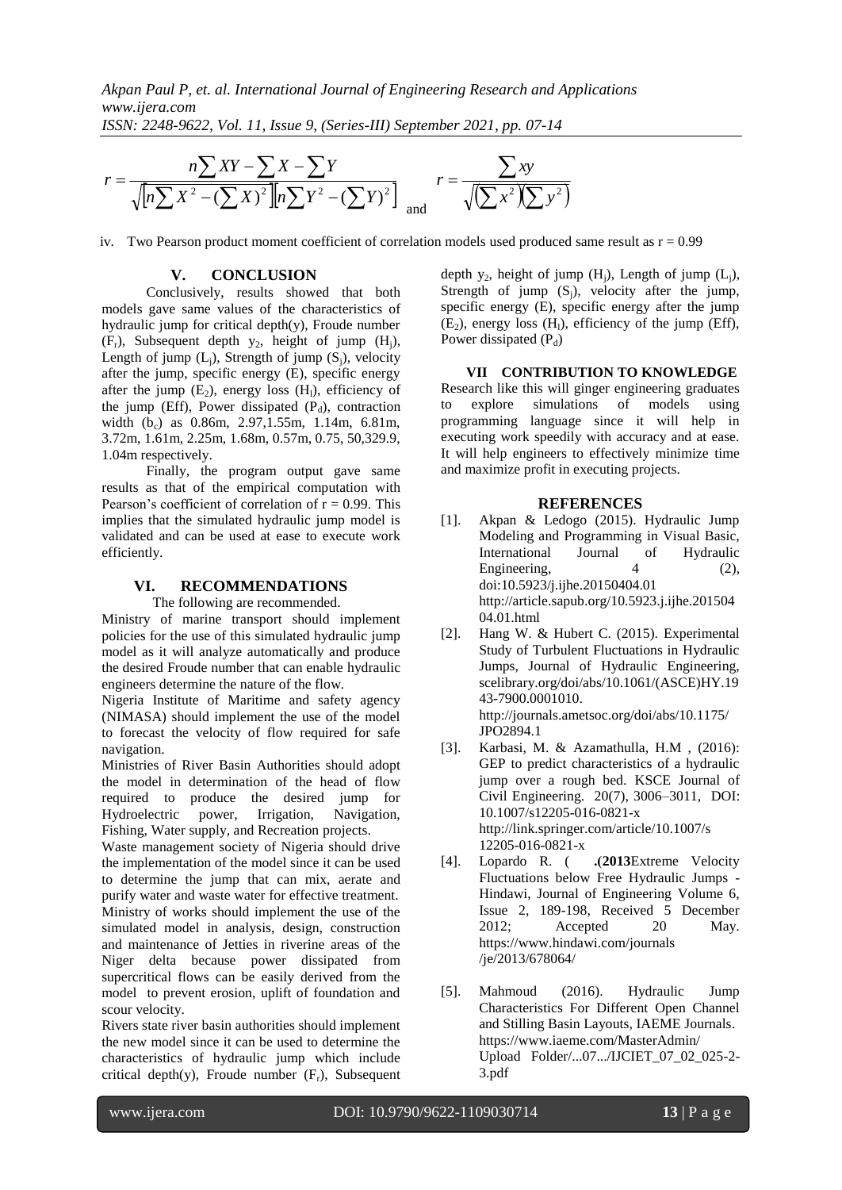$$r = \frac{n\sum XY - \sum X - \sum Y}{\sqrt{\left[n\sum X^2 - (\sum X)^2\right]\left[n\sum Y^2 - (\sum Y)^2\right]}} \text{ and } r = \frac{\sum xy}{\sqrt{(\sum x^2)(\sum y^2)}}$$

iv. Two Pearson product moment coefficient of correlation models used produced same result as r = 0.99

## V. CONCLUSION

Conclusively, results showed that both models gave same values of the characteristics of hydraulic jump for critical depth(y), Froude number ($F_r$), Subsequent depth $y_2$, height of jump ($H_j$), Length of jump ($L_j$), Strength of jump ($S_j$), velocity after the jump, specific energy (E), specific energy after the jump ($E_2$), energy loss ($H_l$), efficiency of the jump (Eff), Power dissipated ($P_d$), contraction width ($b_c$) as 0.86m, 2.97,1.55m, 1.14m, 6.81m, 3.72m, 1.61m, 2.25m, 1.68m, 0.57m, 0.75, 50,329.9, 1.04m respectively.

Finally, the program output gave same results as that of the empirical computation with Pearson's coefficient of correlation of r = 0.99. This implies that the simulated hydraulic jump model is validated and can be used at ease to execute work efficiently.

## VI. RECOMMENDATIONS

The following are recommended.

Ministry of marine transport should implement policies for the use of this simulated hydraulic jump model as it will analyze automatically and produce the desired Froude number that can enable hydraulic engineers determine the nature of the flow.

Nigeria Institute of Maritime and safety agency (NIMASA) should implement the use of the model to forecast the velocity of flow required for safe navigation.

Ministries of River Basin Authorities should adopt the model in determination of the head of flow required to produce the desired jump for Hydroelectric power, Irrigation, Navigation, Fishing, Water supply, and Recreation projects.

Waste management society of Nigeria should drive the implementation of the model since it can be used to determine the jump that can mix, aerate and purify water and waste water for effective treatment.

Ministry of works should implement the use of the simulated model in analysis, design, construction and maintenance of Jetties in riverine areas of the Niger delta because power dissipated from supercritical flows can be easily derived from the model to prevent erosion, uplift of foundation and scour velocity.

Rivers state river basin authorities should implement the new model since it can be used to determine the characteristics of hydraulic jump which include critical depth(y), Froude number ($F_r$), Subsequent depth $y_2$, height of jump ($H_j$), Length of jump ($L_j$), Strength of jump ($S_j$), velocity after the jump, specific energy (E), specific energy after the jump ($E_2$), energy loss ($H_l$), efficiency of the jump (Eff), Power dissipated ($P_d$)

## VII CONTRIBUTION TO KNOWLEDGE

Research like this will ginger engineering graduates to explore simulations of models using programming language since it will help in executing work speedily with accuracy and at ease. It will help engineers to effectively minimize time and maximize profit in executing projects.

## REFERENCES

[1]. Akpan & Ledogo (2015). Hydraulic Jump Modeling and Programming in Visual Basic, International Journal of Hydraulic Engineering, 4 (2), doi:10.5923/j.ijhe.20150404.01 http://article.sapub.org/10.5923.j.ijhe.20150404.01.html

[2]. Hang W. & Hubert C. (2015). Experimental Study of Turbulent Fluctuations in Hydraulic Jumps, Journal of Hydraulic Engineering, scelibrary.org/doi/abs/10.1061/(ASCE)HY.1943-7900.0001010. http://journals.ametsoc.org/doi/abs/10.1175/JPO2894.1

[3]. Karbasi, M. & Azamathulla, H.M , (2016): GEP to predict characteristics of a hydraulic jump over a rough bed. KSCE Journal of Civil Engineering. 20(7), 3006–3011, DOI: 10.1007/s12205-016-0821-x http://link.springer.com/article/10.1007/s12205-016-0821-x

[4]. Lopardo R. ( **.(2013**Extreme Velocity Fluctuations below Free Hydraulic Jumps - Hindawi, Journal of Engineering Volume 6, Issue 2, 189-198, Received 5 December 2012; Accepted 20 May. https://www.hindawi.com/journals/je/2013/678064/

[5]. Mahmoud (2016). Hydraulic Jump Characteristics For Different Open Channel and Stilling Basin Layouts, IAEME Journals. https://www.iaeme.com/MasterAdmin/Upload Folder/...07.../IJCIET_07_02_025-2-3.pdf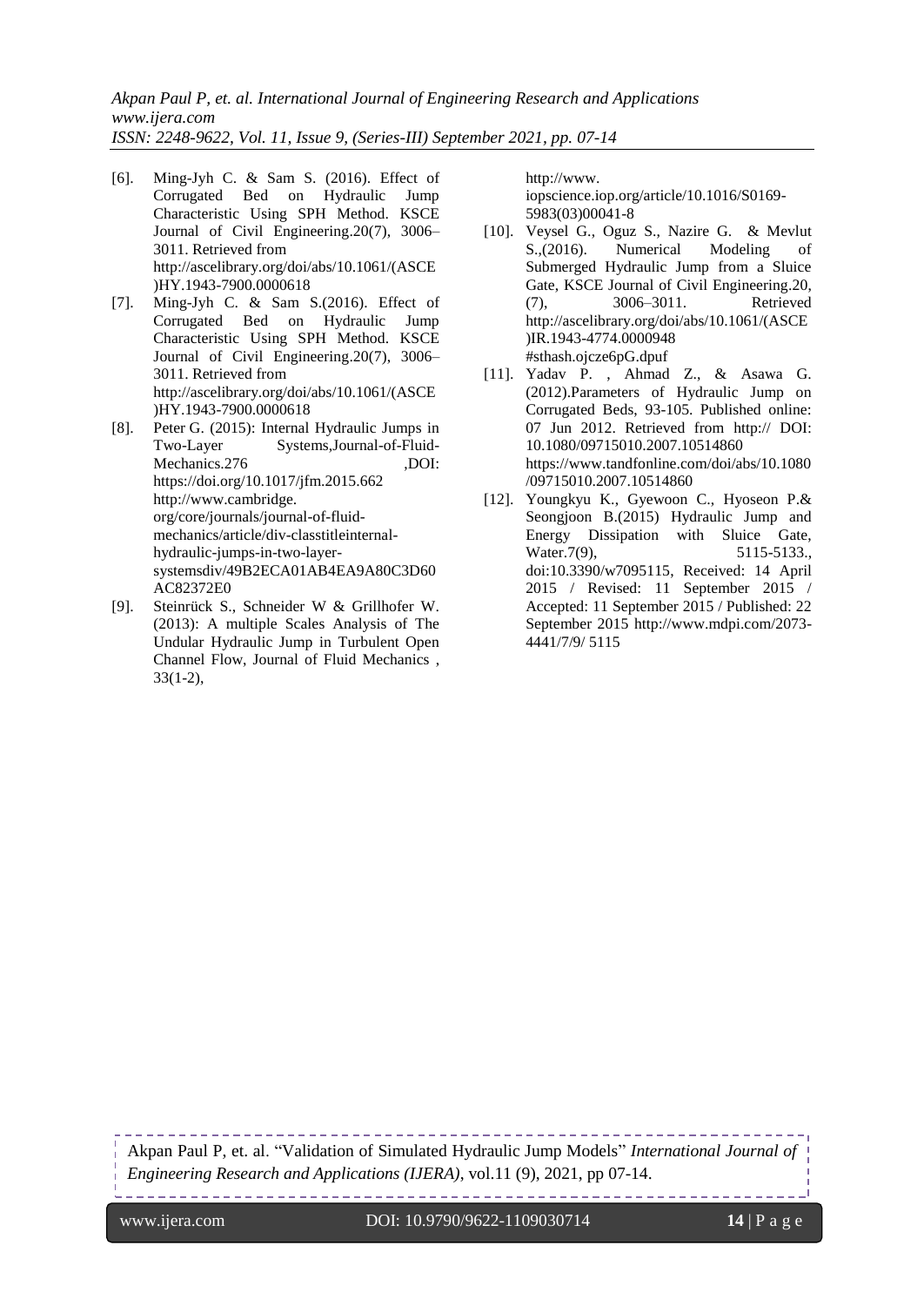[6]. Ming-Jyh C. & Sam S. (2016). Effect of Corrugated Bed on Hydraulic Jump Characteristic Using SPH Method. KSCE Journal of Civil Engineering.20(7), 3006–3011. Retrieved from http://ascelibrary.org/doi/abs/10.1061/(ASCE)HY.1943-7900.0000618

[7]. Ming-Jyh C. & Sam S.(2016). Effect of Corrugated Bed on Hydraulic Jump Characteristic Using SPH Method. KSCE Journal of Civil Engineering.20(7), 3006–3011. Retrieved from http://ascelibrary.org/doi/abs/10.1061/(ASCE)HY.1943-7900.0000618

[8]. Peter G. (2015): Internal Hydraulic Jumps in Two-Layer Systems,Journal-of-Fluid-Mechanics.276 ,DOI: https://doi.org/10.1017/jfm.2015.662 http://www.cambridge. org/core/journals/journal-of-fluid-mechanics/article/div-classtitleinternal-hydraulic-jumps-in-two-layer-systemsdiv/49B2ECA01AB4EA9A80C3D60AC82372E0

[9]. Steinrück S., Schneider W & Grillhofer W. (2013): A multiple Scales Analysis of The Undular Hydraulic Jump in Turbulent Open Channel Flow, Journal of Fluid Mechanics , 33(1-2), http://www. iopscience.iop.org/article/10.1016/S0169-5983(03)00041-8

[10]. Veysel G., Oguz S., Nazire G. & Mevlut S.,(2016). Numerical Modeling of Submerged Hydraulic Jump from a Sluice Gate, KSCE Journal of Civil Engineering.20, (7), 3006–3011. Retrieved http://ascelibrary.org/doi/abs/10.1061/(ASCE)IR.1943-4774.0000948 #sthash.ojcze6pG.dpuf

[11]. Yadav P. , Ahmad Z., & Asawa G. (2012).Parameters of Hydraulic Jump on Corrugated Beds, 93-105. Published online: 07 Jun 2012. Retrieved from http:// DOI: 10.1080/09715010.2007.10514860 https://www.tandfonline.com/doi/abs/10.1080/09715010.2007.10514860

[12]. Youngkyu K., Gyewoon C., Hyoseon P.& Seongjoon B.(2015) Hydraulic Jump and Energy Dissipation with Sluice Gate, Water.7(9), 5115-5133., doi:10.3390/w7095115, Received: 14 April 2015 / Revised: 11 September 2015 / Accepted: 11 September 2015 / Published: 22 September 2015 http://www.mdpi.com/2073-4441/7/9/ 5115

Akpan Paul P, et. al. "Validation of Simulated Hydraulic Jump Models" *International Journal of Engineering Research and Applications (IJERA)*, vol.11 (9), 2021, pp 07-14.